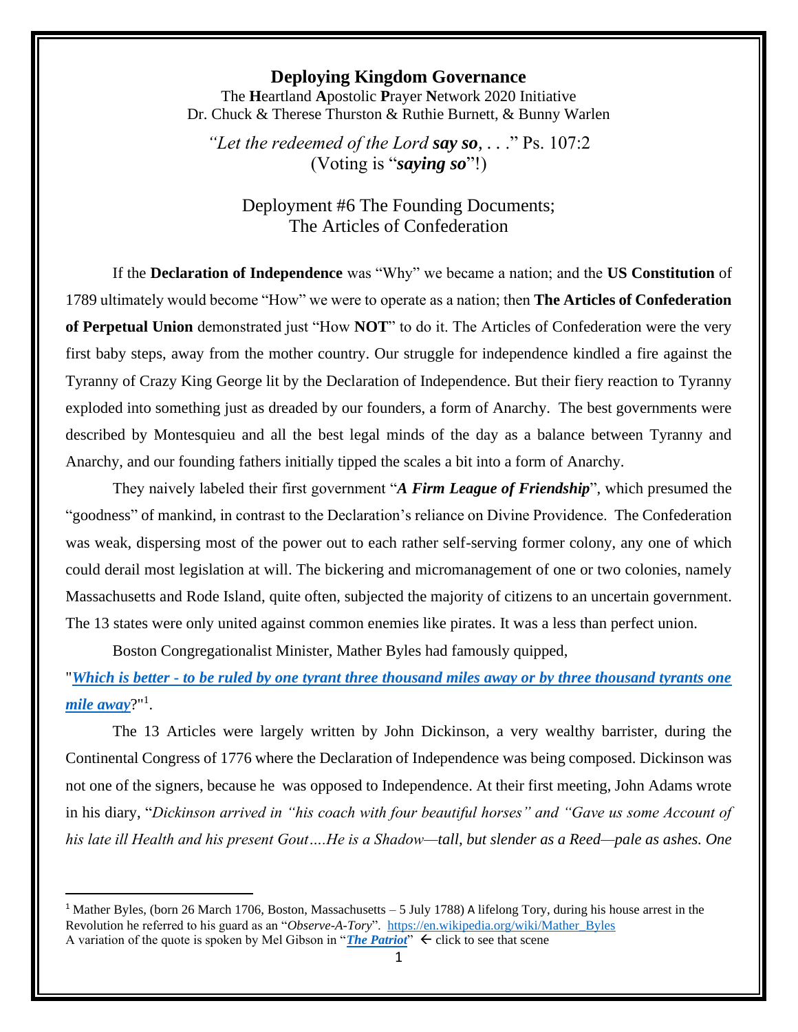# Deploying Kingdom Governance

The **H**eartland **A**postolic **P**rayer **N**etwork 2020 Initiative
Dr. Chuck & Therese Thurston & Ruthie Burnett, & Bunny Warlen

*"Let the redeemed of the Lord* ***say so****, . . ."* Ps. 107:2
(Voting is "***saying so***"!)

## Deployment #6 The Founding Documents; The Articles of Confederation

If the **Declaration of Independence** was "Why" we became a nation; and the **US Constitution** of 1789 ultimately would become "How" we were to operate as a nation; then **The Articles of Confederation of Perpetual Union** demonstrated just "How **NOT**" to do it. The Articles of Confederation were the very first baby steps, away from the mother country. Our struggle for independence kindled a fire against the Tyranny of Crazy King George lit by the Declaration of Independence. But their fiery reaction to Tyranny exploded into something just as dreaded by our founders, a form of Anarchy. The best governments were described by Montesquieu and all the best legal minds of the day as a balance between Tyranny and Anarchy, and our founding fathers initially tipped the scales a bit into a form of Anarchy.

They naively labeled their first government "***A Firm League of Friendship***", which presumed the "goodness" of mankind, in contrast to the Declaration's reliance on Divine Providence. The Confederation was weak, dispersing most of the power out to each rather self-serving former colony, any one of which could derail most legislation at will. The bickering and micromanagement of one or two colonies, namely Massachusetts and Rode Island, quite often, subjected the majority of citizens to an uncertain government. The 13 states were only united against common enemies like pirates. It was a less than perfect union.

Boston Congregationalist Minister, Mather Byles had famously quipped,

"***Which is better - to be ruled by one tyrant three thousand miles away or by three thousand tyrants one mile away***?"[1].

The 13 Articles were largely written by John Dickinson, a very wealthy barrister, during the Continental Congress of 1776 where the Declaration of Independence was being composed. Dickinson was not one of the signers, because he was opposed to Independence. At their first meeting, John Adams wrote in his diary, "*Dickinson arrived in "his coach with four beautiful horses" and "Gave us some Account of his late ill Health and his present Gout….He is a Shadow—tall, but slender as a Reed—pale as ashes. One*

---

[1] Mather Byles, (born 26 March 1706, Boston, Massachusetts – 5 July 1788) A lifelong Tory, during his house arrest in the Revolution he referred to his guard as an "*Observe-A-Tory*". https://en.wikipedia.org/wiki/Mather_Byles
A variation of the quote is spoken by Mel Gibson in "***The Patriot***" ← click to see that scene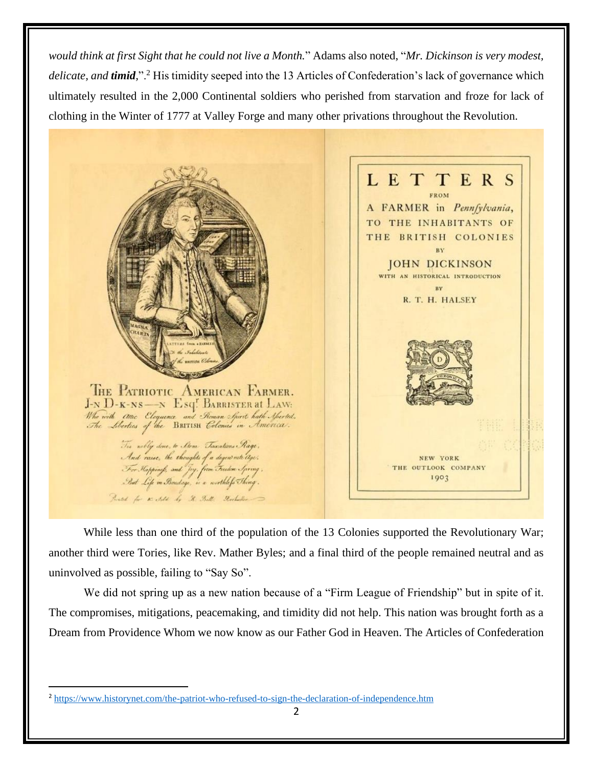*would think at first Sight that he could not live a Month.*" Adams also noted, "*Mr. Dickinson is very modest, delicate, and* ***timid***,".[2] His timidity seeped into the 13 Articles of Confederation's lack of governance which ultimately resulted in the 2,000 Continental soldiers who perished from starvation and froze for lack of clothing in the Winter of 1777 at Valley Forge and many other privations throughout the Revolution.

THE PATRIOTIC AMERICAN FARMER.
J-N D-K-NS—N Esq.r BARRISTER at LAW:
Who with Attic Eloquence and Roman Spirit hath Asserted,
The Liberties of the BRITISH Colonies in America.

'Tis nobly done, to Stem Taxations Rage,
And raise, the thoughts of a degen'rate Age,
For Happiness, and Joy, from Freedom Spring;
But Life in Bondage, is a worthless Thing.

LETTERS FROM A FARMER in Pennsylvania, TO THE INHABITANTS OF THE BRITISH COLONIES BY JOHN DICKINSON WITH AN HISTORICAL INTRODUCTION BY R. T. H. HALSEY

NEW YORK
THE OUTLOOK COMPANY
1903

While less than one third of the population of the 13 Colonies supported the Revolutionary War; another third were Tories, like Rev. Mather Byles; and a final third of the people remained neutral and as uninvolved as possible, failing to "Say So".

We did not spring up as a new nation because of a "Firm League of Friendship" but in spite of it. The compromises, mitigations, peacemaking, and timidity did not help. This nation was brought forth as a Dream from Providence Whom we now know as our Father God in Heaven. The Articles of Confederation

[2] https://www.historynet.com/the-patriot-who-refused-to-sign-the-declaration-of-independence.htm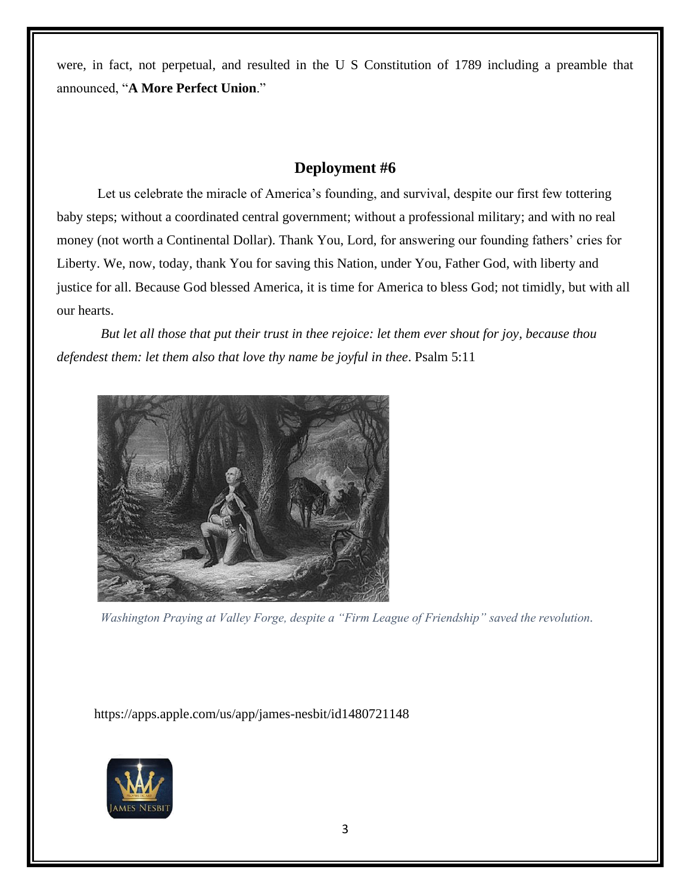were, in fact, not perpetual, and resulted in the U S Constitution of 1789 including a preamble that announced, "**A More Perfect Union**."

## Deployment #6

Let us celebrate the miracle of America's founding, and survival, despite our first few tottering baby steps; without a coordinated central government; without a professional military; and with no real money (not worth a Continental Dollar). Thank You, Lord, for answering our founding fathers' cries for Liberty. We, now, today, thank You for saving this Nation, under You, Father God, with liberty and justice for all. Because God blessed America, it is time for America to bless God; not timidly, but with all our hearts.

*But let all those that put their trust in thee rejoice: let them ever shout for joy, because thou defendest them: let them also that love thy name be joyful in thee*. Psalm 5:11

*Washington Praying at Valley Forge, despite a "Firm League of Friendship" saved the revolution.*

https://apps.apple.com/us/app/james-nesbit/id1480721148